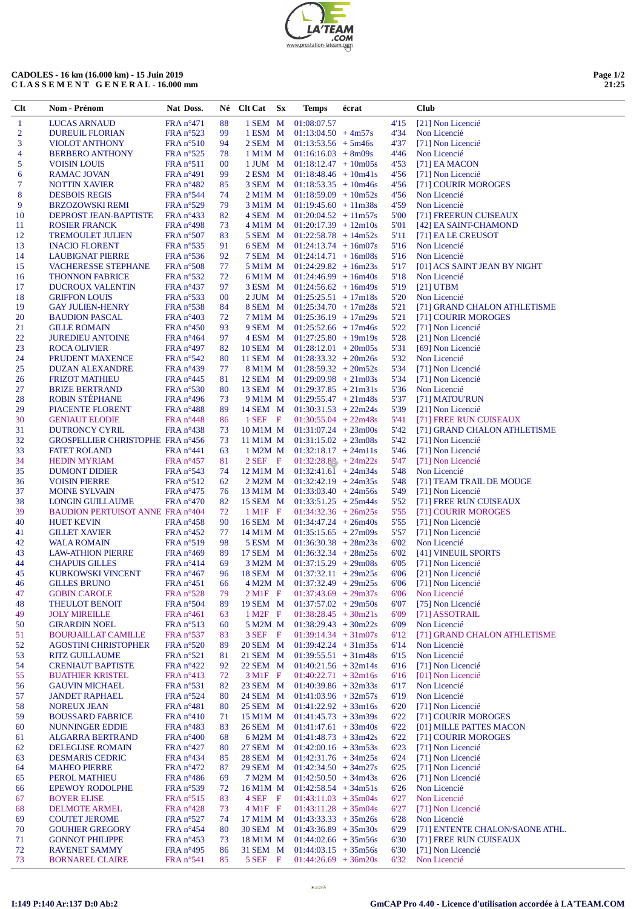**CADOLES - 16 km (16.000 km) - 15 Juin 2019**
**C L A S S E M E N T G E N E R A L - 16.000 mm**

| Clt | Nom - Prénom | Nat | Doss. | Né | Clt Cat | Sx | Temps | écrat | | Club |
|---|---|---|---|---|---|---|---|---|---|---|
| 1 | LUCAS ARNAUD | FRA | n°471 | 88 | 1 SEM | M | 01:08:07.57 | | 4'15 | [21] Non Licencié |
| 2 | DUREUIL FLORIAN | FRA | n°523 | 99 | 1 ESM | M | 01:13:04.50 | + 4m57s | 4'34 | Non Licencié |
| 3 | VIOLOT ANTHONY | FRA | n°510 | 94 | 2 SEM | M | 01:13:53.56 | + 5m46s | 4'37 | [71] Non Licencié |
| 4 | BERBERO ANTHONY | FRA | n°525 | 78 | 1 M1M | M | 01:16:16.03 | + 8m09s | 4'46 | Non Licencié |
| 5 | VOISIN LOUIS | FRA | n°511 | 00 | 1 JUM | M | 01:18:12.47 | + 10m05s | 4'53 | [71] EA MACON |
| 6 | RAMAC JOVAN | FRA | n°491 | 99 | 2 ESM | M | 01:18:48.46 | + 10m41s | 4'56 | [71] Non Licencié |
| 7 | NOTTIN XAVIER | FRA | n°482 | 85 | 3 SEM | M | 01:18:53.35 | + 10m46s | 4'56 | [71] COURIR MOROGES |
| 8 | DESBOIS REGIS | FRA | n°544 | 74 | 2 M1M | M | 01:18:59.09 | + 10m52s | 4'56 | Non Licencié |
| 9 | BRZOZOWSKI REMI | FRA | n°529 | 79 | 3 M1M | M | 01:19:45.60 | + 11m38s | 4'59 | Non Licencié |
| 10 | DEPROST JEAN-BAPTISTE | FRA | n°433 | 82 | 4 SEM | M | 01:20:04.52 | + 11m57s | 5'00 | [71] FREERUN CUISEAUX |
| 11 | ROSIER FRANCK | FRA | n°498 | 73 | 4 M1M | M | 01:20:17.39 | + 12m10s | 5'01 | [42] EA SAINT-CHAMOND |
| 12 | TREMOULET JULIEN | FRA | n°507 | 83 | 5 SEM | M | 01:22:58.78 | + 14m52s | 5'11 | [71] EA LE CREUSOT |
| 13 | INACIO FLORENT | FRA | n°535 | 91 | 6 SEM | M | 01:24:13.74 | + 16m07s | 5'16 | Non Licencié |
| 14 | LAUBIGNAT PIERRE | FRA | n°536 | 92 | 7 SEM | M | 01:24:14.71 | + 16m08s | 5'16 | Non Licencié |
| 15 | VACHERESSE STEPHANE | FRA | n°508 | 77 | 5 M1M | M | 01:24:29.82 | + 16m23s | 5'17 | [01] ACS SAINT JEAN BY NIGHT |
| 16 | THONNON FABRICE | FRA | n°532 | 72 | 6 M1M | M | 01:24:46.99 | + 16m40s | 5'18 | Non Licencié |
| 17 | DUCROUX VALENTIN | FRA | n°437 | 97 | 3 ESM | M | 01:24:56.62 | + 16m49s | 5'19 | [21] UTBM |
| 18 | GRIFFON LOUIS | FRA | n°533 | 00 | 2 JUM | M | 01:25:25.51 | + 17m18s | 5'20 | Non Licencié |
| 19 | GAY JULIEN-HENRY | FRA | n°538 | 84 | 8 SEM | M | 01:25:34.70 | + 17m28s | 5'21 | [71] GRAND CHALON ATHLETISME |
| 20 | BAUDION PASCAL | FRA | n°403 | 72 | 7 M1M | M | 01:25:36.19 | + 17m29s | 5'21 | [71] COURIR MOROGES |
| 21 | GILLE ROMAIN | FRA | n°450 | 93 | 9 SEM | M | 01:25:52.66 | + 17m46s | 5'22 | [71] Non Licencié |
| 22 | JUREDIEU ANTOINE | FRA | n°464 | 97 | 4 ESM | M | 01:27:25.80 | + 19m19s | 5'28 | [21] Non Licencié |
| 23 | ROCA OLIVIER | FRA | n°497 | 82 | 10 SEM | M | 01:28:12.01 | + 20m05s | 5'31 | [69] Non Licencié |
| 24 | PRUDENT MAXENCE | FRA | n°542 | 80 | 11 SEM | M | 01:28:33.32 | + 20m26s | 5'32 | Non Licencié |
| 25 | DUZAN ALEXANDRE | FRA | n°439 | 77 | 8 M1M | M | 01:28:59.32 | + 20m52s | 5'34 | [71] Non Licencié |
| 26 | FRIZOT MATHIEU | FRA | n°445 | 81 | 12 SEM | M | 01:29:09.98 | + 21m03s | 5'34 | [71] Non Licencié |
| 27 | BRIZE BERTRAND | FRA | n°530 | 80 | 13 SEM | M | 01:29:37.85 | + 21m31s | 5'36 | Non Licencié |
| 28 | ROBIN STÉPHANE | FRA | n°496 | 73 | 9 M1M | M | 01:29:55.47 | + 21m48s | 5'37 | [71] MATOU'RUN |
| 29 | PIACENTE FLORENT | FRA | n°488 | 89 | 14 SEM | M | 01:30:31.53 | + 22m24s | 5'39 | [21] Non Licencié |
| 30 | GENIAUT ELODIE | FRA | n°448 | 86 | 1 SEF | F | 01:30:55.04 | + 22m48s | 5'41 | [71] FREE RUN CUISEAUX |
| 31 | DUTRONCY CYRIL | FRA | n°438 | 73 | 10 M1M | M | 01:31:07.24 | + 23m00s | 5'42 | [71] GRAND CHALON ATHLETISME |
| 32 | GROSPELLIER CHRISTOPHE | FRA | n°456 | 73 | 11 M1M | M | 01:31:15.02 | + 23m08s | 5'42 | [71] Non Licencié |
| 33 | FATET ROLAND | FRA | n°441 | 63 | 1 M2M | M | 01:32:18.17 | + 24m11s | 5'46 | [71] Non Licencié |
| 34 | HEDIN MYRIAM | FRA | n°457 | 81 | 2 SEF | F | 01:32:28.85 | + 24m22s | 5'47 | [71] Non Licencié |
| 35 | DUMONT DIDIER | FRA | n°543 | 74 | 12 M1M | M | 01:32:41.61 | + 24m34s | 5'48 | Non Licencié |
| 36 | VOISIN PIERRE | FRA | n°512 | 62 | 2 M2M | M | 01:32:42.19 | + 24m35s | 5'48 | [71] TEAM TRAIL DE MOUGE |
| 37 | MOINE SYLVAIN | FRA | n°475 | 76 | 13 M1M | M | 01:33:03.40 | + 24m56s | 5'49 | [71] Non Licencié |
| 38 | LONGIN GUILLAUME | FRA | n°470 | 82 | 15 SEM | M | 01:33:51.25 | + 25m44s | 5'52 | [71] FREE RUN CUISEAUX |
| 39 | BAUDION PERTUISOT ANNE | FRA | n°404 | 72 | 1 M1F | F | 01:34:32.36 | + 26m25s | 5'55 | [71] COURIR MOROGES |
| 40 | HUET KEVIN | FRA | n°458 | 90 | 16 SEM | M | 01:34:47.24 | + 26m40s | 5'55 | [71] Non Licencié |
| 41 | GILLET XAVIER | FRA | n°452 | 77 | 14 M1M | M | 01:35:15.65 | + 27m09s | 5'57 | [71] Non Licencié |
| 42 | WALA ROMAIN | FRA | n°519 | 98 | 5 ESM | M | 01:36:30.38 | + 28m23s | 6'02 | Non Licencié |
| 43 | LAW-ATHION PIERRE | FRA | n°469 | 89 | 17 SEM | M | 01:36:32.34 | + 28m25s | 6'02 | [41] VINEUIL SPORTS |
| 44 | CHAPUIS GILLES | FRA | n°414 | 69 | 3 M2M | M | 01:37:15.29 | + 29m08s | 6'05 | [71] Non Licencié |
| 45 | KURKOWSKI VINCENT | FRA | n°467 | 96 | 18 SEM | M | 01:37:32.11 | + 29m25s | 6'06 | [21] Non Licencié |
| 46 | GILLES BRUNO | FRA | n°451 | 66 | 4 M2M | M | 01:37:32.49 | + 29m25s | 6'06 | [71] Non Licencié |
| 47 | GOBIN CAROLE | FRA | n°528 | 79 | 2 M1F | F | 01:37:43.69 | + 29m37s | 6'06 | Non Licencié |
| 48 | THEULOT BENOIT | FRA | n°504 | 89 | 19 SEM | M | 01:37:57.02 | + 29m50s | 6'07 | [75] Non Licencié |
| 49 | JOLY MIREILLE | FRA | n°461 | 63 | 1 M2F | F | 01:38:28.45 | + 30m21s | 6'09 | [71] ASSOTRAIL |
| 50 | GIRARDIN NOEL | FRA | n°513 | 60 | 5 M2M | M | 01:38:29.43 | + 30m22s | 6'09 | Non Licencié |
| 51 | BOURJAILLAT CAMILLE | FRA | n°537 | 83 | 3 SEF | F | 01:39:14.34 | + 31m07s | 6'12 | [71] GRAND CHALON ATHLETISME |
| 52 | AGOSTINI CHRISTOPHER | FRA | n°520 | 89 | 20 SEM | M | 01:39:42.24 | + 31m35s | 6'14 | Non Licencié |
| 53 | RITZ GUILLAUME | FRA | n°521 | 81 | 21 SEM | M | 01:39:55.51 | + 31m48s | 6'15 | Non Licencié |
| 54 | CRENIAUT BAPTISTE | FRA | n°422 | 92 | 22 SEM | M | 01:40:21.56 | + 32m14s | 6'16 | [71] Non Licencié |
| 55 | BUATHIER KRISTEL | FRA | n°413 | 72 | 3 M1F | F | 01:40:22.71 | + 32m16s | 6'16 | [01] Non Licencié |
| 56 | GAUVIN MICHAEL | FRA | n°531 | 82 | 23 SEM | M | 01:40:39.86 | + 32m33s | 6'17 | Non Licencié |
| 57 | JANDET RAPHAEL | FRA | n°524 | 80 | 24 SEM | M | 01:41:03.96 | + 32m57s | 6'19 | Non Licencié |
| 58 | NOREUX JEAN | FRA | n°481 | 80 | 25 SEM | M | 01:41:22.92 | + 33m16s | 6'20 | [71] Non Licencié |
| 59 | BOUSSARD FABRICE | FRA | n°410 | 71 | 15 M1M | M | 01:41:45.73 | + 33m39s | 6'22 | [71] COURIR MOROGES |
| 60 | NUNNINGER EDDIE | FRA | n°483 | 83 | 26 SEM | M | 01:41:47.61 | + 33m40s | 6'22 | [01] MILLE PATTES MACON |
| 61 | ALGARRA BERTRAND | FRA | n°400 | 68 | 6 M2M | M | 01:41:48.73 | + 33m42s | 6'22 | [71] COURIR MOROGES |
| 62 | DELEGLISE ROMAIN | FRA | n°427 | 80 | 27 SEM | M | 01:42:00.16 | + 33m53s | 6'23 | [71] Non Licencié |
| 63 | DESMARIS CEDRIC | FRA | n°434 | 85 | 28 SEM | M | 01:42:31.76 | + 34m25s | 6'24 | [71] Non Licencié |
| 64 | MAHEO PIERRE | FRA | n°472 | 87 | 29 SEM | M | 01:42:34.50 | + 34m27s | 6'25 | [71] Non Licencié |
| 65 | PEROL MATHIEU | FRA | n°486 | 69 | 7 M2M | M | 01:42:50.50 | + 34m43s | 6'26 | [71] Non Licencié |
| 66 | EPEWOY RODOLPHE | FRA | n°539 | 72 | 16 M1M | M | 01:42:58.54 | + 34m51s | 6'26 | Non Licencié |
| 67 | BOYER ELISE | FRA | n°515 | 83 | 4 SEF | F | 01:43:11.03 | + 35m04s | 6'27 | Non Licencié |
| 68 | DELMOTE ARMEL | FRA | n°428 | 73 | 4 M1F | F | 01:43:11.28 | + 35m04s | 6'27 | [71] Non Licencié |
| 69 | COUTET JEROME | FRA | n°527 | 74 | 17 M1M | M | 01:43:33.33 | + 35m26s | 6'28 | Non Licencié |
| 70 | GOUHIER GREGORY | FRA | n°454 | 80 | 30 SEM | M | 01:43:36.89 | + 35m30s | 6'29 | [71] ENTENTE CHALON/SAONE ATHL. |
| 71 | GONNOT PHILIPPE | FRA | n°453 | 73 | 18 M1M | M | 01:44:02.66 | + 35m56s | 6'30 | [71] FREE RUN CUISEAUX |
| 72 | RAVENET SAMMY | FRA | n°495 | 86 | 31 SEM | M | 01:44:03.15 | + 35m56s | 6'30 | [71] Non Licencié |
| 73 | BORNAREL CLAIRE | FRA | n°541 | 85 | 5 SEF | F | 01:44:26.69 | + 36m20s | 6'32 | Non Licencié |

I:149 P:140 Ar:137 D:0 Ab:2

GmCAP Pro 4.40 - Licence d'utilisation accordée à LA'TEAM.COM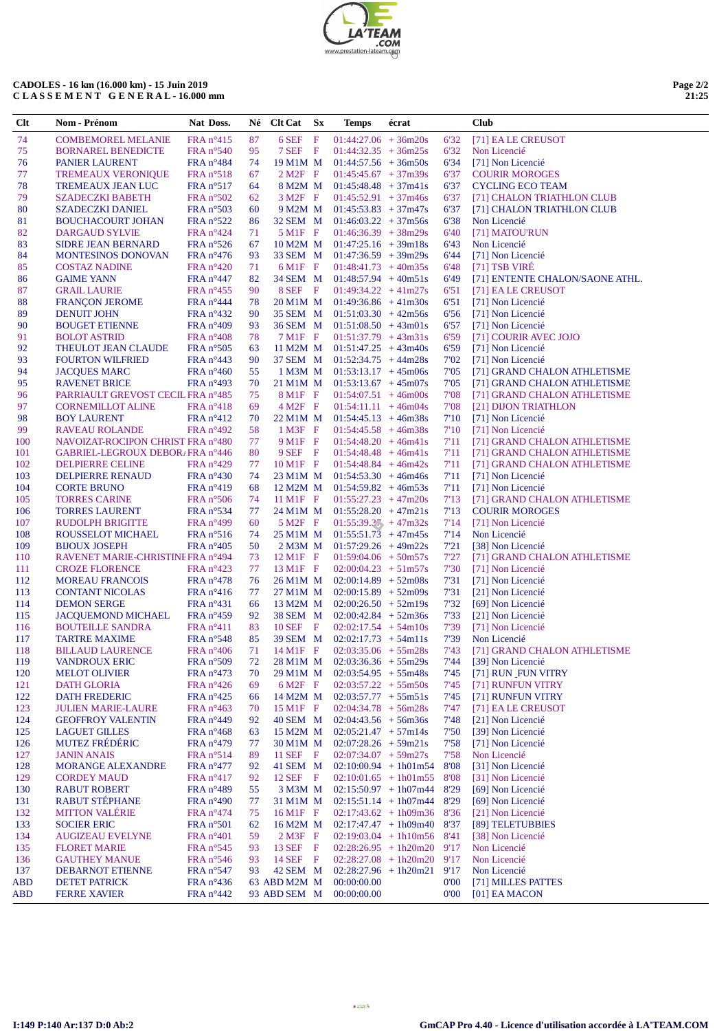**CADOLES - 16 km (16.000 km) - 15 Juin 2019**
**C L A S S E M E N T G E N E R A L - 16.000 mm**

| Clt | Nom - Prénom | Nat Doss. | Né | Clt Cat | Sx | Temps | écrat | | Club |
|---|---|---|---|---|---|---|---|---|---|
| 74 | COMBEMOREL MELANIE | FRA n°415 | 87 | 6 SEF | F | 01:44:27.06 | + 36m20s | 6'32 | [71] EA LE CREUSOT |
| 75 | BORNAREL BENEDICTE | FRA n°540 | 95 | 7 SEF | F | 01:44:32.35 | + 36m25s | 6'32 | Non Licencié |
| 76 | PANIER LAURENT | FRA n°484 | 74 | 19 M1M | M | 01:44:57.56 | + 36m50s | 6'34 | [71] Non Licencié |
| 77 | TREMEAUX VERONIQUE | FRA n°518 | 67 | 2 M2F | F | 01:45:45.67 | + 37m39s | 6'37 | COURIR MOROGES |
| 78 | TREMEAUX JEAN LUC | FRA n°517 | 64 | 8 M2M | M | 01:45:48.48 | + 37m41s | 6'37 | CYCLING ECO TEAM |
| 79 | SZADECZKI BABETH | FRA n°502 | 62 | 3 M2F | F | 01:45:52.91 | + 37m46s | 6'37 | [71] CHALON TRIATHLON CLUB |
| 80 | SZADECZKI DANIEL | FRA n°503 | 60 | 9 M2M | M | 01:45:53.83 | + 37m47s | 6'37 | [71] CHALON TRIATHLON CLUB |
| 81 | BOUCHACOURT JOHAN | FRA n°522 | 86 | 32 SEM | M | 01:46:03.22 | + 37m56s | 6'38 | Non Licencié |
| 82 | DARGAUD SYLVIE | FRA n°424 | 71 | 5 M1F | F | 01:46:36.39 | + 38m29s | 6'40 | [71] MATOU'RUN |
| 83 | SIDRE JEAN BERNARD | FRA n°526 | 67 | 10 M2M | M | 01:47:25.16 | + 39m18s | 6'43 | Non Licencié |
| 84 | MONTESINOS DONOVAN | FRA n°476 | 93 | 33 SEM | M | 01:47:36.59 | + 39m29s | 6'44 | [71] Non Licencié |
| 85 | COSTAZ NADINE | FRA n°420 | 71 | 6 M1F | F | 01:48:41.73 | + 40m35s | 6'48 | [71] TSB VIRÉ |
| 86 | GAIME YANN | FRA n°447 | 82 | 34 SEM | M | 01:48:57.94 | + 40m51s | 6'49 | [71] ENTENTE CHALON/SAONE ATHL. |
| 87 | GRAIL LAURIE | FRA n°455 | 90 | 8 SEF | F | 01:49:34.22 | + 41m27s | 6'51 | [71] EA LE CREUSOT |
| 88 | FRANÇON JEROME | FRA n°444 | 78 | 20 M1M | M | 01:49:36.86 | + 41m30s | 6'51 | [71] Non Licencié |
| 89 | DENUIT JOHN | FRA n°432 | 90 | 35 SEM | M | 01:51:03.30 | + 42m56s | 6'56 | [71] Non Licencié |
| 90 | BOUGET ETIENNE | FRA n°409 | 93 | 36 SEM | M | 01:51:08.50 | + 43m01s | 6'57 | [71] Non Licencié |
| 91 | BOLOT ASTRID | FRA n°408 | 78 | 7 M1F | F | 01:51:37.79 | + 43m31s | 6'59 | [71] COURIR AVEC JOJO |
| 92 | THEULOT JEAN CLAUDE | FRA n°505 | 63 | 11 M2M | M | 01:51:47.25 | + 43m40s | 6'59 | [71] Non Licencié |
| 93 | FOURTON WILFRIED | FRA n°443 | 90 | 37 SEM | M | 01:52:34.75 | + 44m28s | 7'02 | [71] Non Licencié |
| 94 | JACQUES MARC | FRA n°460 | 55 | 1 M3M | M | 01:53:13.17 | + 45m06s | 7'05 | [71] GRAND CHALON ATHLETISME |
| 95 | RAVENET BRICE | FRA n°493 | 70 | 21 M1M | M | 01:53:13.67 | + 45m07s | 7'05 | [71] GRAND CHALON ATHLETISME |
| 96 | PARRIAULT GREVOST CECIL | FRA n°485 | 75 | 8 M1F | F | 01:54:07.51 | + 46m00s | 7'08 | [71] GRAND CHALON ATHLETISME |
| 97 | CORNEMILLOT ALINE | FRA n°418 | 69 | 4 M2F | F | 01:54:11.11 | + 46m04s | 7'08 | [21] DIJON TRIATHLON |
| 98 | BOY LAURENT | FRA n°412 | 70 | 22 M1M | M | 01:54:45.13 | + 46m38s | 7'10 | [71] Non Licencié |
| 99 | RAVEAU ROLANDE | FRA n°492 | 58 | 1 M3F | F | 01:54:45.58 | + 46m38s | 7'10 | [71] Non Licencié |
| 100 | NAVOIZAT-ROCIPON CHRIST | FRA n°480 | 77 | 9 M1F | F | 01:54:48.20 | + 46m41s | 7'11 | [71] GRAND CHALON ATHLETISME |
| 101 | GABRIEL-LEGROUX DEBOR | FRA n°446 | 80 | 9 SEF | F | 01:54:48.48 | + 46m41s | 7'11 | [71] GRAND CHALON ATHLETISME |
| 102 | DELPIERRE CELINE | FRA n°429 | 77 | 10 M1F | F | 01:54:48.84 | + 46m42s | 7'11 | [71] GRAND CHALON ATHLETISME |
| 103 | DELPIERRE RENAUD | FRA n°430 | 74 | 23 M1M | M | 01:54:53.30 | + 46m46s | 7'11 | [71] Non Licencié |
| 104 | CORTE BRUNO | FRA n°419 | 68 | 12 M2M | M | 01:54:59.82 | + 46m53s | 7'11 | [71] Non Licencié |
| 105 | TORRES CARINE | FRA n°506 | 74 | 11 M1F | F | 01:55:27.23 | + 47m20s | 7'13 | [71] GRAND CHALON ATHLETISME |
| 106 | TORRES LAURENT | FRA n°534 | 77 | 24 M1M | M | 01:55:28.20 | + 47m21s | 7'13 | COURIR MOROGES |
| 107 | RUDOLPH BRIGITTE | FRA n°499 | 60 | 5 M2F | F | 01:55:39.39 | + 47m32s | 7'14 | [71] Non Licencié |
| 108 | ROUSSELOT MICHAEL | FRA n°516 | 74 | 25 M1M | M | 01:55:51.73 | + 47m45s | 7'14 | Non Licencié |
| 109 | BIJOUX JOSEPH | FRA n°405 | 50 | 2 M3M | M | 01:57:29.26 | + 49m22s | 7'21 | [38] Non Licencié |
| 110 | RAVENET MARIE-CHRISTINE | FRA n°494 | 73 | 12 M1F | F | 01:59:04.06 | + 50m57s | 7'27 | [71] GRAND CHALON ATHLETISME |
| 111 | CROZE FLORENCE | FRA n°423 | 77 | 13 M1F | F | 02:00:04.23 | + 51m57s | 7'30 | [71] Non Licencié |
| 112 | MOREAU FRANCOIS | FRA n°478 | 76 | 26 M1M | M | 02:00:14.89 | + 52m08s | 7'31 | [71] Non Licencié |
| 113 | CONTANT NICOLAS | FRA n°416 | 77 | 27 M1M | M | 02:00:15.89 | + 52m09s | 7'31 | [21] Non Licencié |
| 114 | DEMON SERGE | FRA n°431 | 66 | 13 M2M | M | 02:00:26.50 | + 52m19s | 7'32 | [69] Non Licencié |
| 115 | JACQUEMOND MICHAEL | FRA n°459 | 92 | 38 SEM | M | 02:00:42.84 | + 52m36s | 7'33 | [21] Non Licencié |
| 116 | BOUTEILLE SANDRA | FRA n°411 | 83 | 10 SEF | F | 02:02:17.54 | + 54m10s | 7'39 | [71] Non Licencié |
| 117 | TARTRE MAXIME | FRA n°548 | 85 | 39 SEM | M | 02:02:17.73 | + 54m11s | 7'39 | Non Licencié |
| 118 | BILLAUD LAURENCE | FRA n°406 | 71 | 14 M1F | F | 02:03:35.06 | + 55m28s | 7'43 | [71] GRAND CHALON ATHLETISME |
| 119 | VANDROUX ERIC | FRA n°509 | 72 | 28 M1M | M | 02:03:36.36 | + 55m29s | 7'44 | [39] Non Licencié |
| 120 | MELOT OLIVIER | FRA n°473 | 70 | 29 M1M | M | 02:03:54.95 | + 55m48s | 7'45 | [71] RUN _FUN VITRY |
| 121 | DATH GLORIA | FRA n°426 | 69 | 6 M2F | F | 02:03:57.22 | + 55m50s | 7'45 | [71] RUNFUN VITRY |
| 122 | DATH FREDERIC | FRA n°425 | 66 | 14 M2M | M | 02:03:57.77 | + 55m51s | 7'45 | [71] RUNFUN VITRY |
| 123 | JULIEN MARIE-LAURE | FRA n°463 | 70 | 15 M1F | F | 02:04:34.78 | + 56m28s | 7'47 | [71] EA LE CREUSOT |
| 124 | GEOFFROY VALENTIN | FRA n°449 | 92 | 40 SEM | M | 02:04:43.56 | + 56m36s | 7'48 | [21] Non Licencié |
| 125 | LAGUET GILLES | FRA n°468 | 63 | 15 M2M | M | 02:05:21.47 | + 57m14s | 7'50 | [39] Non Licencié |
| 126 | MUTEZ FRÉDÉRIC | FRA n°479 | 77 | 30 M1M | M | 02:07:28.26 | + 59m21s | 7'58 | [71] Non Licencié |
| 127 | JANIN ANAIS | FRA n°514 | 89 | 11 SEF | F | 02:07:34.07 | + 59m27s | 7'58 | Non Licencié |
| 128 | MORANGE ALEXANDRE | FRA n°477 | 92 | 41 SEM | M | 02:10:00.94 | + 1h01m54 | 8'08 | [31] Non Licencié |
| 129 | CORDEY MAUD | FRA n°417 | 92 | 12 SEF | F | 02:10:01.65 | + 1h01m55 | 8'08 | [31] Non Licencié |
| 130 | RABUT ROBERT | FRA n°489 | 55 | 3 M3M | M | 02:15:50.97 | + 1h07m44 | 8'29 | [69] Non Licencié |
| 131 | RABUT STÉPHANE | FRA n°490 | 77 | 31 M1M | M | 02:15:51.14 | + 1h07m44 | 8'29 | [69] Non Licencié |
| 132 | MITTON VALÉRIE | FRA n°474 | 75 | 16 M1F | F | 02:17:43.62 | + 1h09m36 | 8'36 | [21] Non Licencié |
| 133 | SOCIER ERIC | FRA n°501 | 62 | 16 M2M | M | 02:17:47.47 | + 1h09m40 | 8'37 | [89] TELETUBBIES |
| 134 | AUGIZEAU EVELYNE | FRA n°401 | 59 | 2 M3F | F | 02:19:03.04 | + 1h10m56 | 8'41 | [38] Non Licencié |
| 135 | FLORET MARIE | FRA n°545 | 93 | 13 SEF | F | 02:28:26.95 | + 1h20m20 | 9'17 | Non Licencié |
| 136 | GAUTHEY MANUE | FRA n°546 | 93 | 14 SEF | F | 02:28:27.08 | + 1h20m20 | 9'17 | Non Licencié |
| 137 | DEBARNOT ETIENNE | FRA n°547 | 93 | 42 SEM | M | 02:28:27.96 | + 1h20m21 | 9'17 | Non Licencié |
| ABD | DETET PATRICK | FRA n°436 | 63 | ABD M2M | M | 00:00:00.00 | | 0'00 | [71] MILLES PATTES |
| ABD | FERRE XAVIER | FRA n°442 | 93 | ABD SEM | M | 00:00:00.00 | | 0'00 | [01] EA MACON |

I:149 P:140 Ar:137 D:0 Ab:2

GmCAP Pro 4.40 - Licence d'utilisation accordée à LA'TEAM.COM